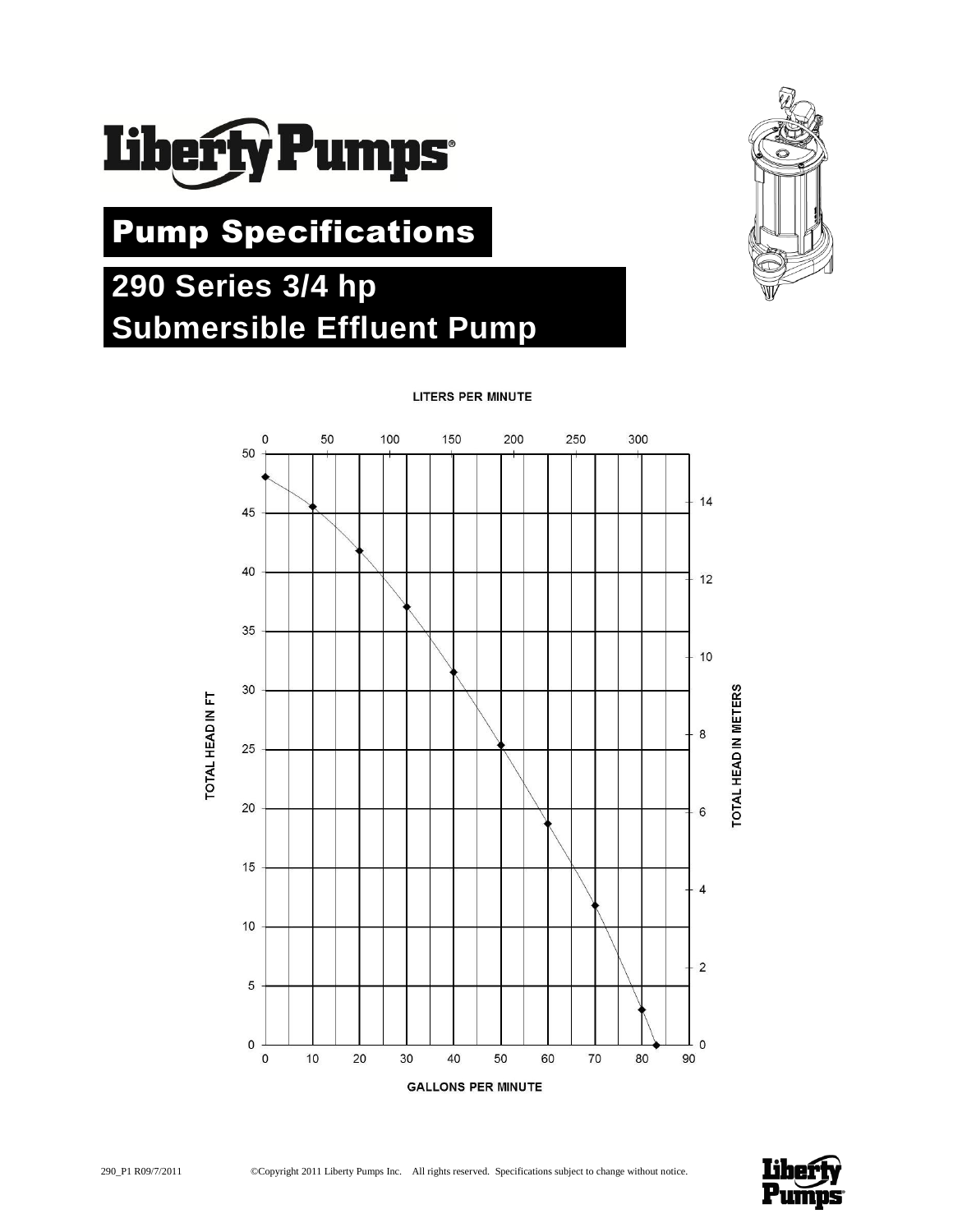# Liberty Pumps

## Pump Specifications

## 290 Series 3/4 hp Submersible Effluent Pump

LITERS PER MINUTE

TOTAL HEAD IN FT

TOTAL HEAD IN METERS

GALLONS PER MINUTE

290_P1 R09/7/2011 ©Copyright 2011 Liberty Pumps Inc. All rights reserved. Specifications subject to change without notice.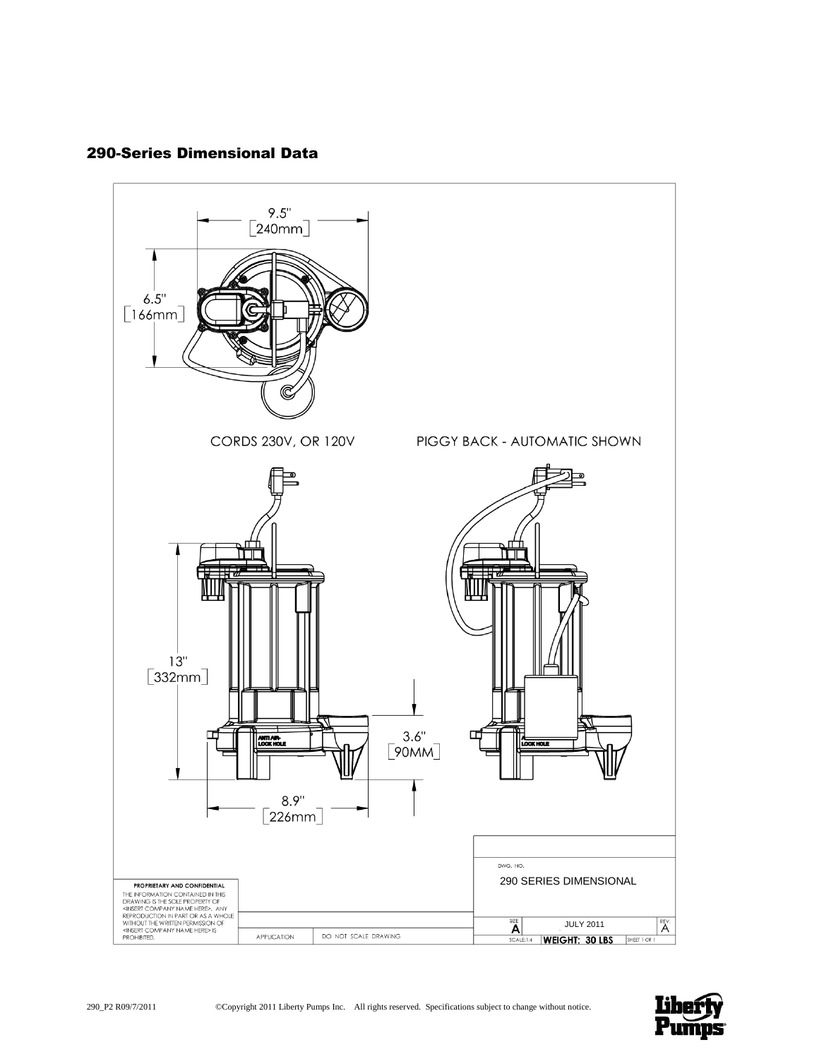## 290-Series Dimensional Data

9.5" [240mm]

6.5" [166mm]

CORDS 230V, OR 120V

PIGGY BACK - AUTOMATIC SHOWN

13" [332mm]

3.6" [90MM]

8.9" [226mm]

ANTI AIR-LOCK HOLE

LOCK HOLE

PROPRIETARY AND CONFIDENTIAL

THE INFORMATION CONTAINED IN THIS DRAWING IS THE SOLE PROPERTY OF <INSERT COMPANY NAME HERE>. ANY REPRODUCTION IN PART OR AS A WHOLE WITHOUT THE WRITTEN PERMISSION OF <INSERT COMPANY NAME HERE> IS PROHIBITED.

APPLICATION | DO NOT SCALE DRAWING

DWG. NO.

290 SERIES DIMENSIONAL

SIZE A | JULY 2011 | REV. A

SCALE:1:4 | WEIGHT: 30 LBS | SHEET 1 OF 1

290_P2 R09/7/2011 ©Copyright 2011 Liberty Pumps Inc. All rights reserved. Specifications subject to change without notice.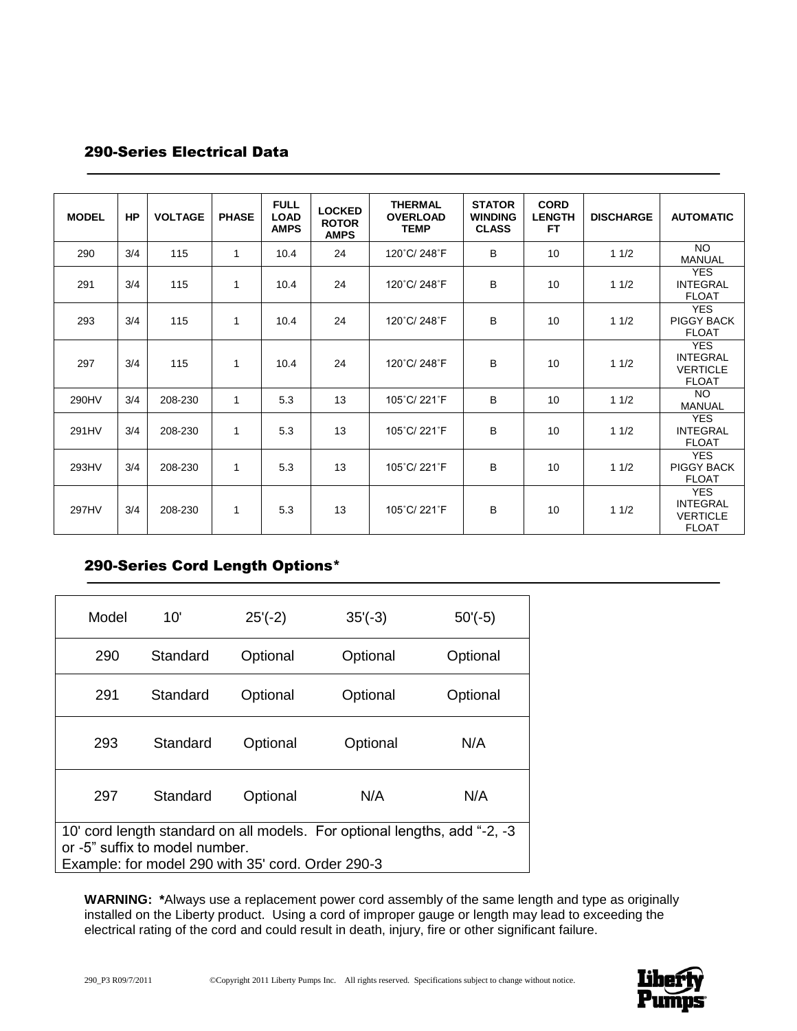## 290-Series Electrical Data

| MODEL | HP | VOLTAGE | PHASE | FULL LOAD AMPS | LOCKED ROTOR AMPS | THERMAL OVERLOAD TEMP | STATOR WINDING CLASS | CORD LENGTH FT | DISCHARGE | AUTOMATIC |
|---|---|---|---|---|---|---|---|---|---|---|
| 290 | 3/4 | 115 | 1 | 10.4 | 24 | 120˚C/ 248˚F | B | 10 | 1 1/2 | NO MANUAL |
| 291 | 3/4 | 115 | 1 | 10.4 | 24 | 120˚C/ 248˚F | B | 10 | 1 1/2 | YES INTEGRAL FLOAT |
| 293 | 3/4 | 115 | 1 | 10.4 | 24 | 120˚C/ 248˚F | B | 10 | 1 1/2 | YES PIGGY BACK FLOAT |
| 297 | 3/4 | 115 | 1 | 10.4 | 24 | 120˚C/ 248˚F | B | 10 | 1 1/2 | YES INTEGRAL VERTICLE FLOAT |
| 290HV | 3/4 | 208-230 | 1 | 5.3 | 13 | 105˚C/ 221˚F | B | 10 | 1 1/2 | NO MANUAL |
| 291HV | 3/4 | 208-230 | 1 | 5.3 | 13 | 105˚C/ 221˚F | B | 10 | 1 1/2 | YES INTEGRAL FLOAT |
| 293HV | 3/4 | 208-230 | 1 | 5.3 | 13 | 105˚C/ 221˚F | B | 10 | 1 1/2 | YES PIGGY BACK FLOAT |
| 297HV | 3/4 | 208-230 | 1 | 5.3 | 13 | 105˚C/ 221˚F | B | 10 | 1 1/2 | YES INTEGRAL VERTICLE FLOAT |

## 290-Series Cord Length Options*

| Model | 10' | 25'(-2) | 35'(-3) | 50'(-5) |
|---|---|---|---|---|
| 290 | Standard | Optional | Optional | Optional |
| 291 | Standard | Optional | Optional | Optional |
| 293 | Standard | Optional | Optional | N/A |
| 297 | Standard | Optional | N/A | N/A |

10' cord length standard on all models. For optional lengths, add "-2, -3 or -5" suffix to model number.
Example: for model 290 with 35' cord. Order 290-3

**WARNING: ***Always use a replacement power cord assembly of the same length and type as originally installed on the Liberty product. Using a cord of improper gauge or length may lead to exceeding the electrical rating of the cord and could result in death, injury, fire or other significant failure.

290_P3 R09/7/2011 ©Copyright 2011 Liberty Pumps Inc. All rights reserved. Specifications subject to change without notice.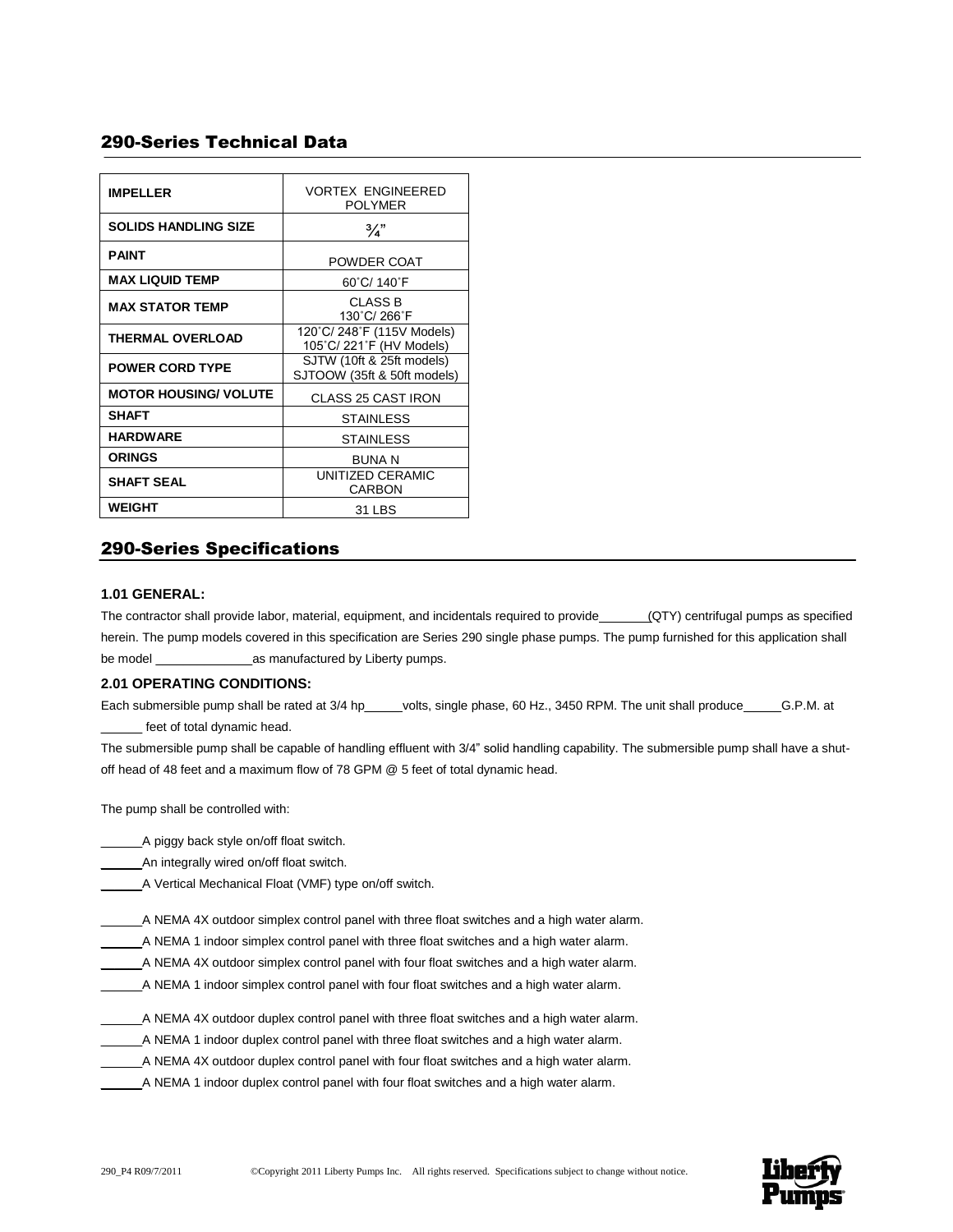## 290-Series Technical Data

| | |
|---|---|
| **IMPELLER** | VORTEX ENGINEERED POLYMER |
| **SOLIDS HANDLING SIZE** | ¾" |
| **PAINT** | POWDER COAT |
| **MAX LIQUID TEMP** | 60˚C/ 140˚F |
| **MAX STATOR TEMP** | CLASS B 130˚C/ 266˚F |
| **THERMAL OVERLOAD** | 120˚C/ 248˚F (115V Models) 105˚C/ 221˚F (HV Models) |
| **POWER CORD TYPE** | SJTW (10ft & 25ft models) SJTOOW (35ft & 50ft models) |
| **MOTOR HOUSING/ VOLUTE** | CLASS 25 CAST IRON |
| **SHAFT** | STAINLESS |
| **HARDWARE** | STAINLESS |
| **ORINGS** | BUNA N |
| **SHAFT SEAL** | UNITIZED CERAMIC CARBON |
| **WEIGHT** | 31 LBS |

## 290-Series Specifications

### 1.01 GENERAL:

The contractor shall provide labor, material, equipment, and incidentals required to provide_______(QTY) centrifugal pumps as specified herein. The pump models covered in this specification are Series 290 single phase pumps. The pump furnished for this application shall be model ______________as manufactured by Liberty pumps.

### 2.01 OPERATING CONDITIONS:

Each submersible pump shall be rated at 3/4 hp_____volts, single phase, 60 Hz., 3450 RPM. The unit shall produce_____G.P.M. at ______ feet of total dynamic head.

The submersible pump shall be capable of handling effluent with 3/4" solid handling capability. The submersible pump shall have a shut-off head of 48 feet and a maximum flow of 78 GPM @ 5 feet of total dynamic head.

The pump shall be controlled with:

______A piggy back style on/off float switch.
______An integrally wired on/off float switch.
______A Vertical Mechanical Float (VMF) type on/off switch.

______A NEMA 4X outdoor simplex control panel with three float switches and a high water alarm.
______A NEMA 1 indoor simplex control panel with three float switches and a high water alarm.
______A NEMA 4X outdoor simplex control panel with four float switches and a high water alarm.
______A NEMA 1 indoor simplex control panel with four float switches and a high water alarm.

______A NEMA 4X outdoor duplex control panel with three float switches and a high water alarm.
______A NEMA 1 indoor duplex control panel with three float switches and a high water alarm.
______A NEMA 4X outdoor duplex control panel with four float switches and a high water alarm.
______A NEMA 1 indoor duplex control panel with four float switches and a high water alarm.

290_P4 R09/7/2011 ©Copyright 2011 Liberty Pumps Inc. All rights reserved. Specifications subject to change without notice.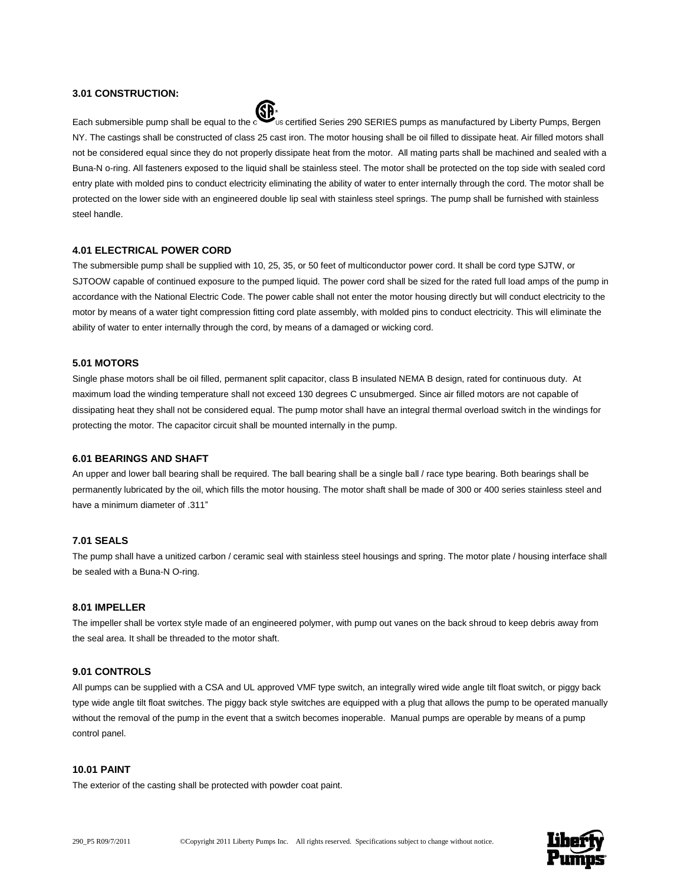### 3.01 CONSTRUCTION:

Each submersible pump shall be equal to the CSA certified Series 290 SERIES pumps as manufactured by Liberty Pumps, Bergen NY. The castings shall be constructed of class 25 cast iron. The motor housing shall be oil filled to dissipate heat. Air filled motors shall not be considered equal since they do not properly dissipate heat from the motor. All mating parts shall be machined and sealed with a Buna-N o-ring. All fasteners exposed to the liquid shall be stainless steel. The motor shall be protected on the top side with sealed cord entry plate with molded pins to conduct electricity eliminating the ability of water to enter internally through the cord. The motor shall be protected on the lower side with an engineered double lip seal with stainless steel springs. The pump shall be furnished with stainless steel handle.

### 4.01 ELECTRICAL POWER CORD

The submersible pump shall be supplied with 10, 25, 35, or 50 feet of multiconductor power cord. It shall be cord type SJTW, or SJTOOW capable of continued exposure to the pumped liquid. The power cord shall be sized for the rated full load amps of the pump in accordance with the National Electric Code. The power cable shall not enter the motor housing directly but will conduct electricity to the motor by means of a water tight compression fitting cord plate assembly, with molded pins to conduct electricity. This will eliminate the ability of water to enter internally through the cord, by means of a damaged or wicking cord.

### 5.01 MOTORS

Single phase motors shall be oil filled, permanent split capacitor, class B insulated NEMA B design, rated for continuous duty. At maximum load the winding temperature shall not exceed 130 degrees C unsubmerged. Since air filled motors are not capable of dissipating heat they shall not be considered equal. The pump motor shall have an integral thermal overload switch in the windings for protecting the motor. The capacitor circuit shall be mounted internally in the pump.

### 6.01 BEARINGS AND SHAFT

An upper and lower ball bearing shall be required. The ball bearing shall be a single ball / race type bearing. Both bearings shall be permanently lubricated by the oil, which fills the motor housing. The motor shaft shall be made of 300 or 400 series stainless steel and have a minimum diameter of .311"

### 7.01 SEALS

The pump shall have a unitized carbon / ceramic seal with stainless steel housings and spring. The motor plate / housing interface shall be sealed with a Buna-N O-ring.

### 8.01 IMPELLER

The impeller shall be vortex style made of an engineered polymer, with pump out vanes on the back shroud to keep debris away from the seal area. It shall be threaded to the motor shaft.

### 9.01 CONTROLS

All pumps can be supplied with a CSA and UL approved VMF type switch, an integrally wired wide angle tilt float switch, or piggy back type wide angle tilt float switches. The piggy back style switches are equipped with a plug that allows the pump to be operated manually without the removal of the pump in the event that a switch becomes inoperable. Manual pumps are operable by means of a pump control panel.

### 10.01 PAINT

The exterior of the casting shall be protected with powder coat paint.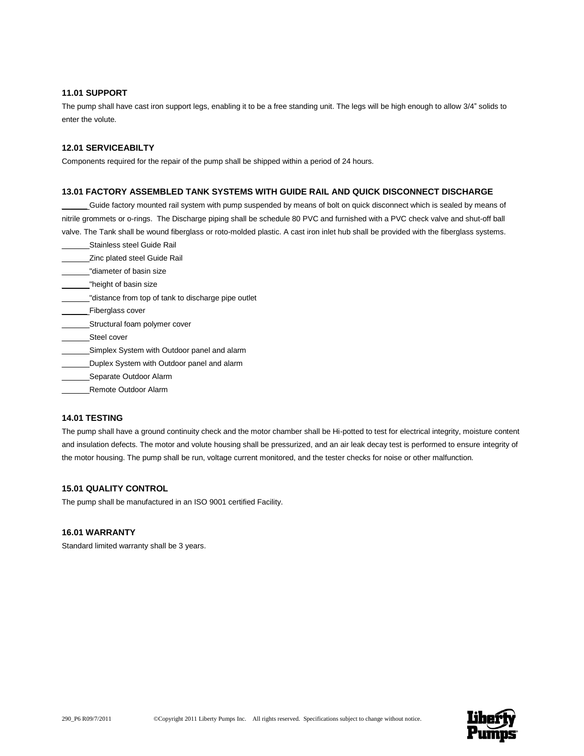### 11.01 SUPPORT

The pump shall have cast iron support legs, enabling it to be a free standing unit. The legs will be high enough to allow 3/4" solids to enter the volute.

### 12.01 SERVICEABILTY

Components required for the repair of the pump shall be shipped within a period of 24 hours.

### 13.01 FACTORY ASSEMBLED TANK SYSTEMS WITH GUIDE RAIL AND QUICK DISCONNECT DISCHARGE

______Guide factory mounted rail system with pump suspended by means of bolt on quick disconnect which is sealed by means of nitrile grommets or o-rings. The Discharge piping shall be schedule 80 PVC and furnished with a PVC check valve and shut-off ball valve. The Tank shall be wound fiberglass or roto-molded plastic. A cast iron inlet hub shall be provided with the fiberglass systems.

______Stainless steel Guide Rail

______Zinc plated steel Guide Rail

______"diameter of basin size

______"height of basin size

______"distance from top of tank to discharge pipe outlet

______Fiberglass cover

______Structural foam polymer cover

______Steel cover

______Simplex System with Outdoor panel and alarm

______Duplex System with Outdoor panel and alarm

______Separate Outdoor Alarm

______Remote Outdoor Alarm

### 14.01 TESTING

The pump shall have a ground continuity check and the motor chamber shall be Hi-potted to test for electrical integrity, moisture content and insulation defects. The motor and volute housing shall be pressurized, and an air leak decay test is performed to ensure integrity of the motor housing. The pump shall be run, voltage current monitored, and the tester checks for noise or other malfunction.

### 15.01 QUALITY CONTROL

The pump shall be manufactured in an ISO 9001 certified Facility.

### 16.01 WARRANTY

Standard limited warranty shall be 3 years.

290_P6 R09/7/2011 ©Copyright 2011 Liberty Pumps Inc. All rights reserved. Specifications subject to change without notice.